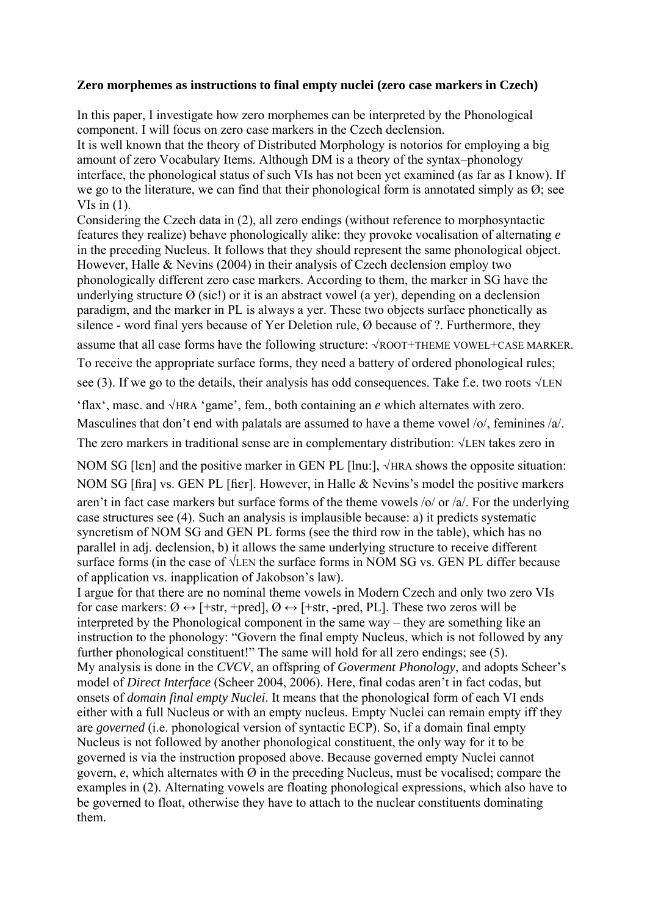**Zero morphemes as instructions to final empty nuclei (zero case markers in Czech)**

In this paper, I investigate how zero morphemes can be interpreted by the Phonological component. I will focus on zero case markers in the Czech declension.
It is well known that the theory of Distributed Morphology is notorios for employing a big amount of zero Vocabulary Items. Although DM is a theory of the syntax–phonology interface, the phonological status of such VIs has not been yet examined (as far as I know). If we go to the literature, we can find that their phonological form is annotated simply as Ø; see VIs in (1).
Considering the Czech data in (2), all zero endings (without reference to morphosyntactic features they realize) behave phonologically alike: they provoke vocalisation of alternating *e* in the preceding Nucleus. It follows that they should represent the same phonological object. However, Halle & Nevins (2004) in their analysis of Czech declension employ two phonologically different zero case markers. According to them, the marker in SG have the underlying structure Ø (sic!) or it is an abstract vowel (a yer), depending on a declension paradigm, and the marker in PL is always a yer. These two objects surface phonetically as silence - word final yers because of Yer Deletion rule, Ø because of ?. Furthermore, they assume that all case forms have the following structure: √ROOT+THEME VOWEL+CASE MARKER. To receive the appropriate surface forms, they need a battery of ordered phonological rules; see (3). If we go to the details, their analysis has odd consequences. Take f.e. two roots √LEN 'flax', masc. and √HRA 'game', fem., both containing an *e* which alternates with zero. Masculines that don't end with palatals are assumed to have a theme vowel /o/, feminines /a/. The zero markers in traditional sense are in complementary distribution: √LEN takes zero in NOM SG [lɛn] and the positive marker in GEN PL [lnuː], √HRA shows the opposite situation: NOM SG [ɦra] vs. GEN PL [ɦɛr]. However, in Halle & Nevins's model the positive markers aren't in fact case markers but surface forms of the theme vowels /o/ or /a/. For the underlying case structures see (4). Such an analysis is implausible because: a) it predicts systematic syncretism of NOM SG and GEN PL forms (see the third row in the table), which has no parallel in adj. declension, b) it allows the same underlying structure to receive different surface forms (in the case of √LEN the surface forms in NOM SG vs. GEN PL differ because of application vs. inapplication of Jakobson's law).
I argue for that there are no nominal theme vowels in Modern Czech and only two zero VIs for case markers: Ø ↔ [+str, +pred], Ø ↔ [+str, -pred, PL]. These two zeros will be interpreted by the Phonological component in the same way – they are something like an instruction to the phonology: "Govern the final empty Nucleus, which is not followed by any further phonological constituent!" The same will hold for all zero endings; see (5).
My analysis is done in the *CVCV*, an offspring of *Goverment Phonology*, and adopts Scheer's model of *Direct Interface* (Scheer 2004, 2006). Here, final codas aren't in fact codas, but onsets of *domain final empty Nuclei*. It means that the phonological form of each VI ends either with a full Nucleus or with an empty nucleus. Empty Nuclei can remain empty iff they are *governed* (i.e. phonological version of syntactic ECP). So, if a domain final empty Nucleus is not followed by another phonological constituent, the only way for it to be governed is via the instruction proposed above. Because governed empty Nuclei cannot govern, *e*, which alternates with Ø in the preceding Nucleus, must be vocalised; compare the examples in (2). Alternating vowels are floating phonological expressions, which also have to be governed to float, otherwise they have to attach to the nuclear constituents dominating them.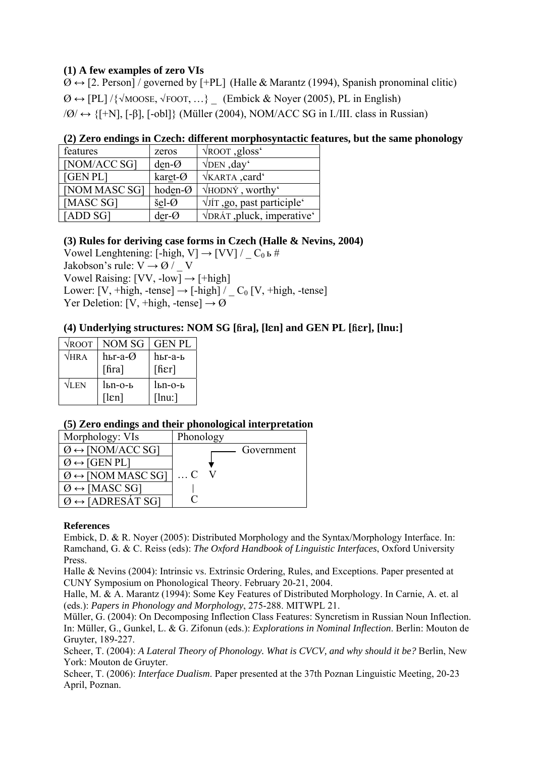**(1) A few examples of zero VIs**

Ø ↔ [2. Person] / governed by [+PL] (Halle & Marantz (1994), Spanish pronominal clitic)

Ø ↔ [PL] /{√MOOSE, √FOOT, …} _ (Embick & Noyer (2005), PL in English)

/Ø/ ↔ {[+N], [-β], [-obl]} (Müller (2004), NOM/ACC SG in I./III. class in Russian)

**(2) Zero endings in Czech: different morphosyntactic features, but the same phonology**

| features | zeros | √ROOT ‚gloss' |
|---|---|---|
| [NOM/ACC SG] | d<u>e</u>n-Ø | √DEN ‚day' |
| [GEN PL] | kar<u>e</u>t-Ø | √KARTA ‚card' |
| [NOM MASC SG] | hod<u>e</u>n-Ø | √HODNÝ , worthy' |
| [MASC SG] | š<u>e</u>l-Ø | √JÍT ‚go, past participle' |
| [ADD SG] | d<u>e</u>r-Ø | √DRÁT ‚pluck, imperative' |

**(3) Rules for deriving case forms in Czech (Halle & Nevins, 2004)**

Vowel Lenghtening: [-high, V] → [VV] / _ $C_0$ ь #

Jakobson's rule: V → Ø / _ V

Vowel Raising: [VV, -low] → [+high]

Lower: [V, +high, -tense] → [-high] / _ $C_0$ [V, +high, -tense]

Yer Deletion: [V, +high, -tense] → Ø

**(4) Underlying structures: NOM SG [ɦra], [lɛn] and GEN PL [ɦɛr], [lnu:]**

| √ROOT | NOM SG | GEN PL |
|---|---|---|
| √HRA | hьr-a-Ø [ɦra] | hьr-a-ь [ɦɛr] |
| √LEN | lьn-o-ь [lɛn] | lьn-o-ь [lnu:] |

**(5) Zero endings and their phonological interpretation**

| Morphology: VIs | Phonology |
|---|---|
| Ø ↔ [NOM/ACC SG] | Government (→ V) |
| Ø ↔ [GEN PL] | |
| Ø ↔ [NOM MASC SG] | … C V |
| Ø ↔ [MASC SG] | \| |
| Ø ↔ [ADRESÁT SG] | C |

**References**

Embick, D. & R. Noyer (2005): Distributed Morphology and the Syntax/Morphology Interface. In: Ramchand, G. & C. Reiss (eds): *The Oxford Handbook of Linguistic Interfaces*, Oxford University Press.

Halle & Nevins (2004): Intrinsic vs. Extrinsic Ordering, Rules, and Exceptions. Paper presented at CUNY Symposium on Phonological Theory. February 20-21, 2004.

Halle, M. & A. Marantz (1994): Some Key Features of Distributed Morphology. In Carnie, A. et. al (eds.): *Papers in Phonology and Morphology*, 275-288. MITWPL 21.

Müller, G. (2004): On Decomposing Inflection Class Features: Syncretism in Russian Noun Inflection. In: Müller, G., Gunkel, L. & G. Zifonun (eds.): *Explorations in Nominal Inflection*. Berlin: Mouton de Gruyter, 189-227.

Scheer, T. (2004): *A Lateral Theory of Phonology. What is CVCV, and why should it be?* Berlin, New York: Mouton de Gruyter.

Scheer, T. (2006): *Interface Dualism*. Paper presented at the 37th Poznan Linguistic Meeting, 20-23 April, Poznan.